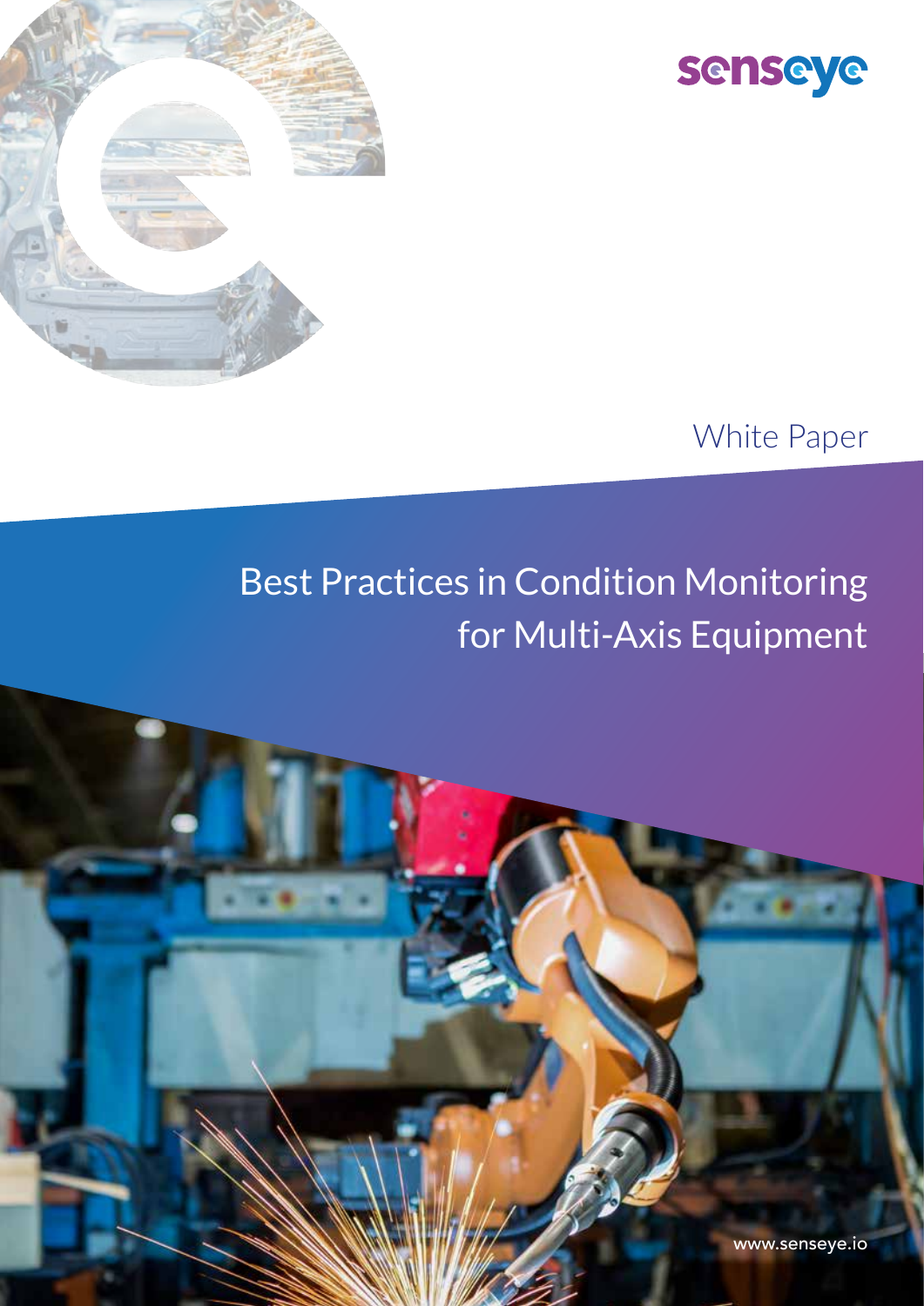senseye

White Paper

# Best Practices in Condition Monitoring for Multi-Axis Equipment

www.senseye.io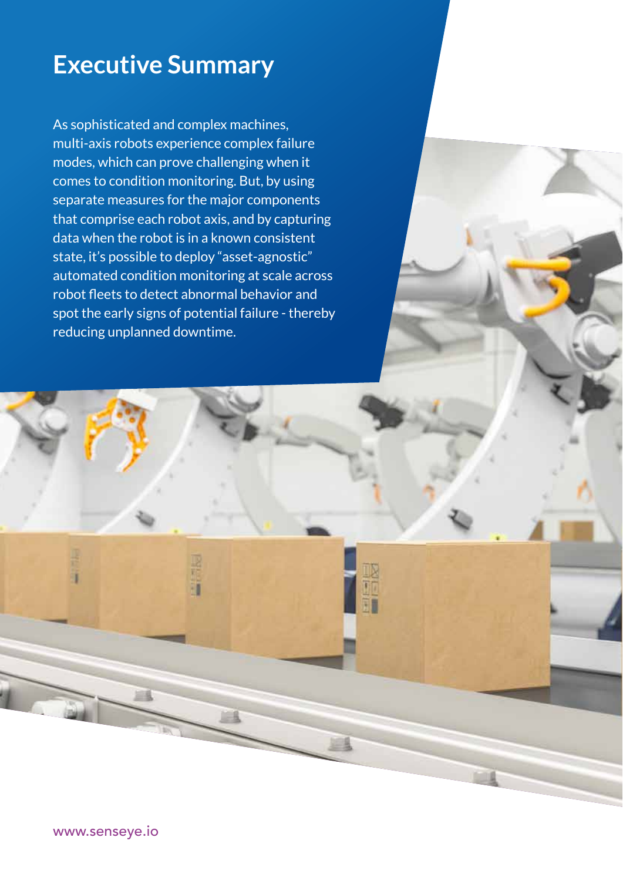# Executive Summary

As sophisticated and complex machines, multi-axis robots experience complex failure modes, which can prove challenging when it comes to condition monitoring. But, by using separate measures for the major components that comprise each robot axis, and by capturing data when the robot is in a known consistent state, it's possible to deploy "asset-agnostic" automated condition monitoring at scale across robot fleets to detect abnormal behavior and spot the early signs of potential failure - thereby reducing unplanned downtime.

www.senseye.io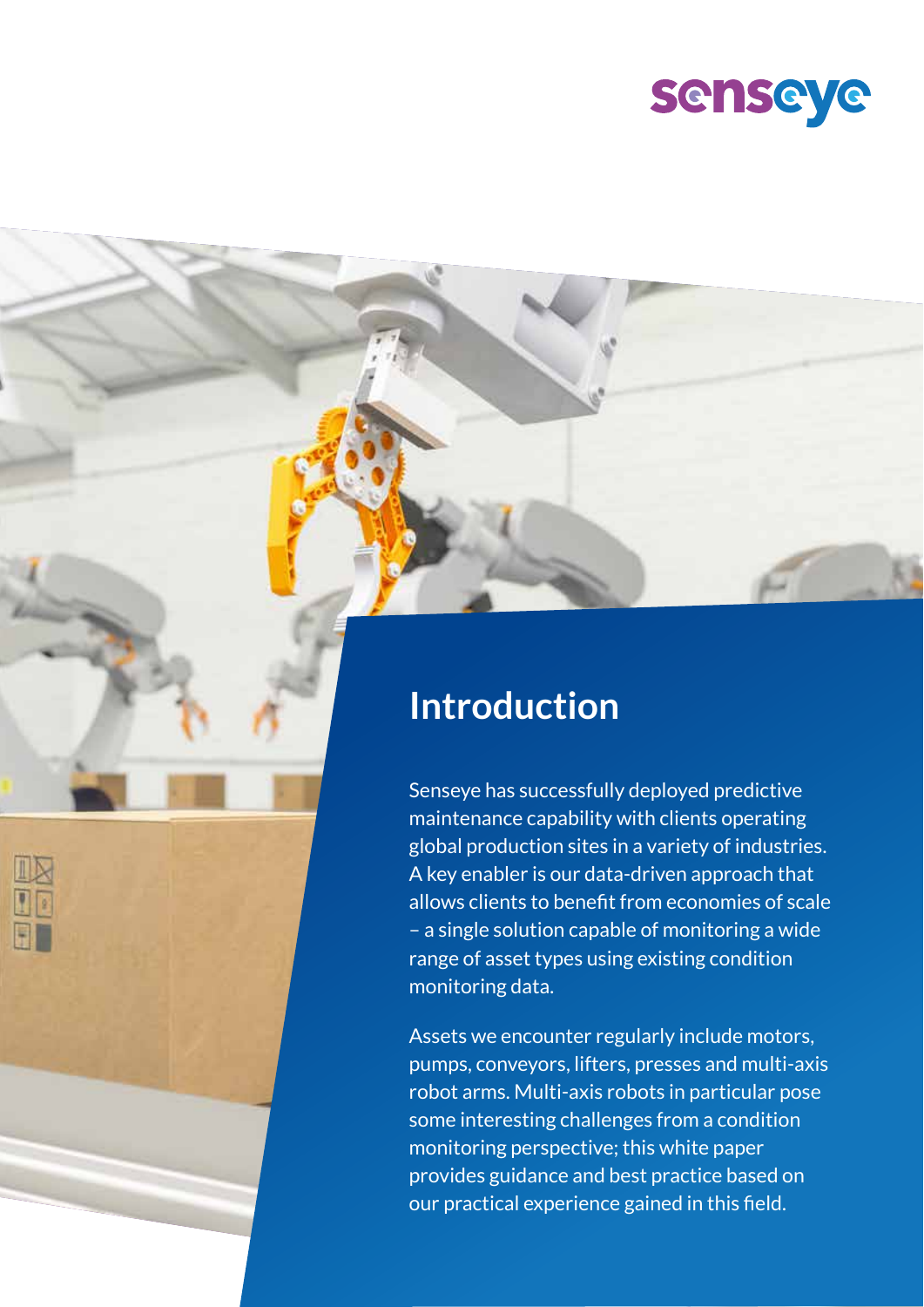# Introduction

Senseye has successfully deployed predictive maintenance capability with clients operating global production sites in a variety of industries. A key enabler is our data-driven approach that allows clients to benefit from economies of scale – a single solution capable of monitoring a wide range of asset types using existing condition monitoring data.

Assets we encounter regularly include motors, pumps, conveyors, lifters, presses and multi-axis robot arms. Multi-axis robots in particular pose some interesting challenges from a condition monitoring perspective; this white paper provides guidance and best practice based on our practical experience gained in this field.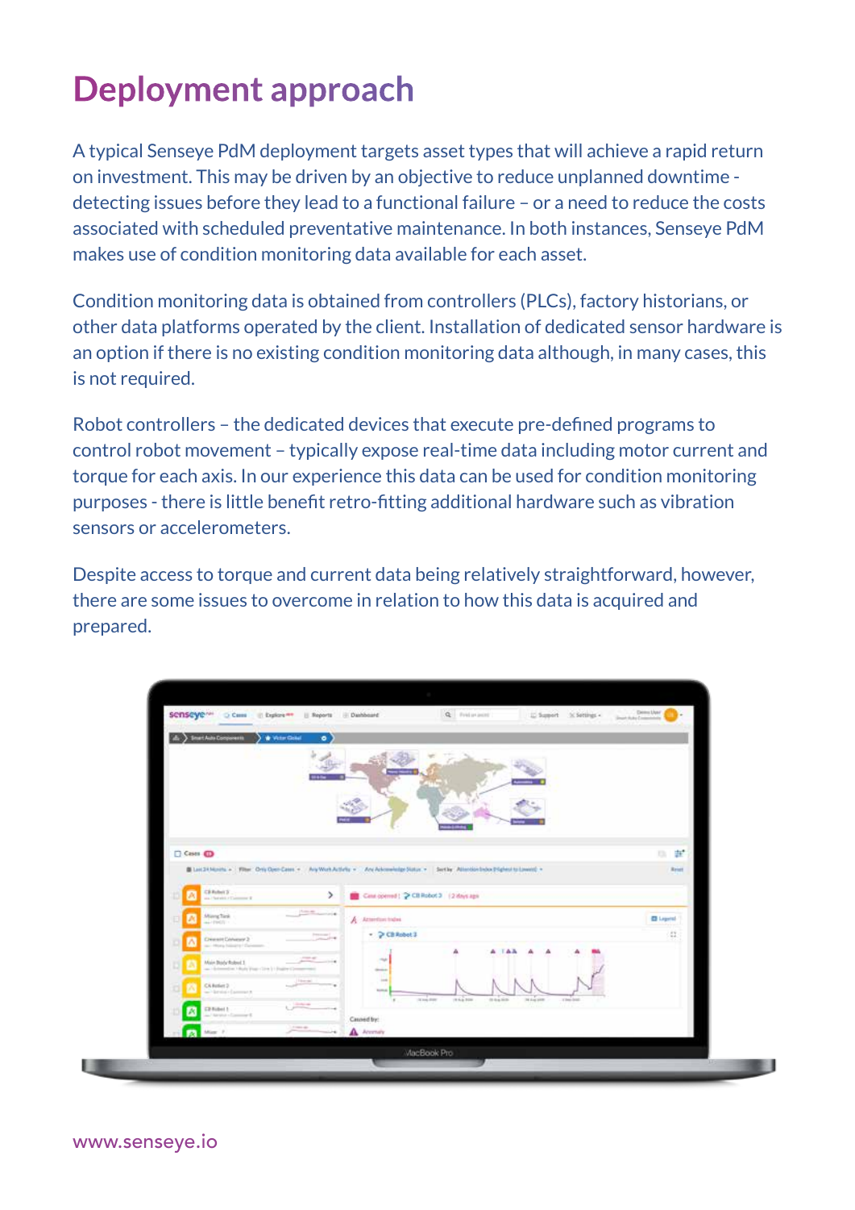# Deployment approach

A typical Senseye PdM deployment targets asset types that will achieve a rapid return on investment. This may be driven by an objective to reduce unplanned downtime - detecting issues before they lead to a functional failure – or a need to reduce the costs associated with scheduled preventative maintenance. In both instances, Senseye PdM makes use of condition monitoring data available for each asset.

Condition monitoring data is obtained from controllers (PLCs), factory historians, or other data platforms operated by the client. Installation of dedicated sensor hardware is an option if there is no existing condition monitoring data although, in many cases, this is not required.

Robot controllers – the dedicated devices that execute pre-defined programs to control robot movement – typically expose real-time data including motor current and torque for each axis. In our experience this data can be used for condition monitoring purposes - there is little benefit retro-fitting additional hardware such as vibration sensors or accelerometers.

Despite access to torque and current data being relatively straightforward, however, there are some issues to overcome in relation to how this data is acquired and prepared.

www.senseye.io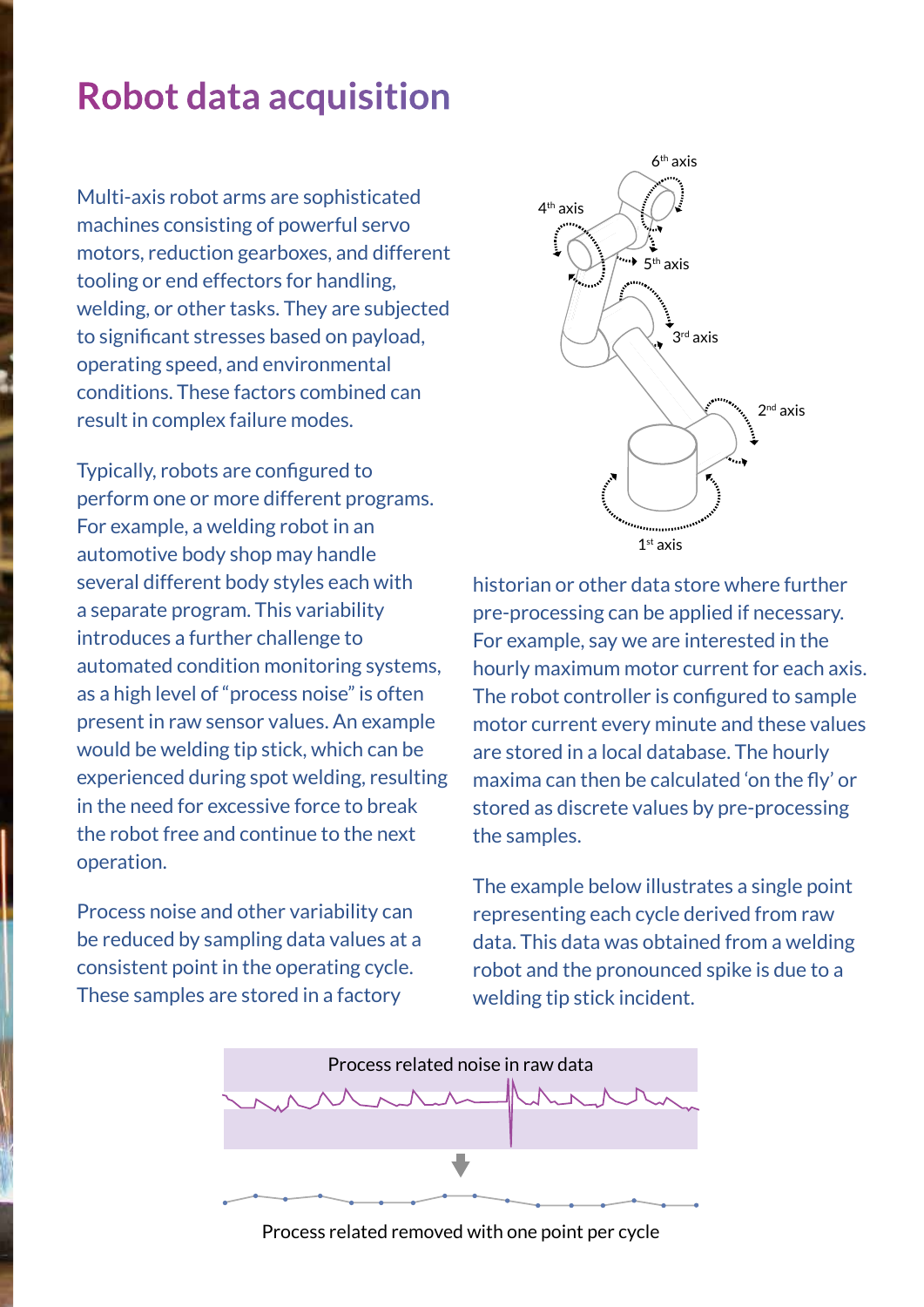# Robot data acquisition

Multi-axis robot arms are sophisticated machines consisting of powerful servo motors, reduction gearboxes, and different tooling or end effectors for handling, welding, or other tasks. They are subjected to significant stresses based on payload, operating speed, and environmental conditions. These factors combined can result in complex failure modes.

Typically, robots are configured to perform one or more different programs. For example, a welding robot in an automotive body shop may handle several different body styles each with a separate program. This variability introduces a further challenge to automated condition monitoring systems, as a high level of "process noise" is often present in raw sensor values. An example would be welding tip stick, which can be experienced during spot welding, resulting in the need for excessive force to break the robot free and continue to the next operation.

Process noise and other variability can be reduced by sampling data values at a consistent point in the operating cycle. These samples are stored in a factory historian or other data store where further pre-processing can be applied if necessary. For example, say we are interested in the hourly maximum motor current for each axis. The robot controller is configured to sample motor current every minute and these values are stored in a local database. The hourly maxima can then be calculated 'on the fly' or stored as discrete values by pre-processing the samples.

The example below illustrates a single point representing each cycle derived from raw data. This data was obtained from a welding robot and the pronounced spike is due to a welding tip stick incident.

Process related noise in raw data

Process related removed with one point per cycle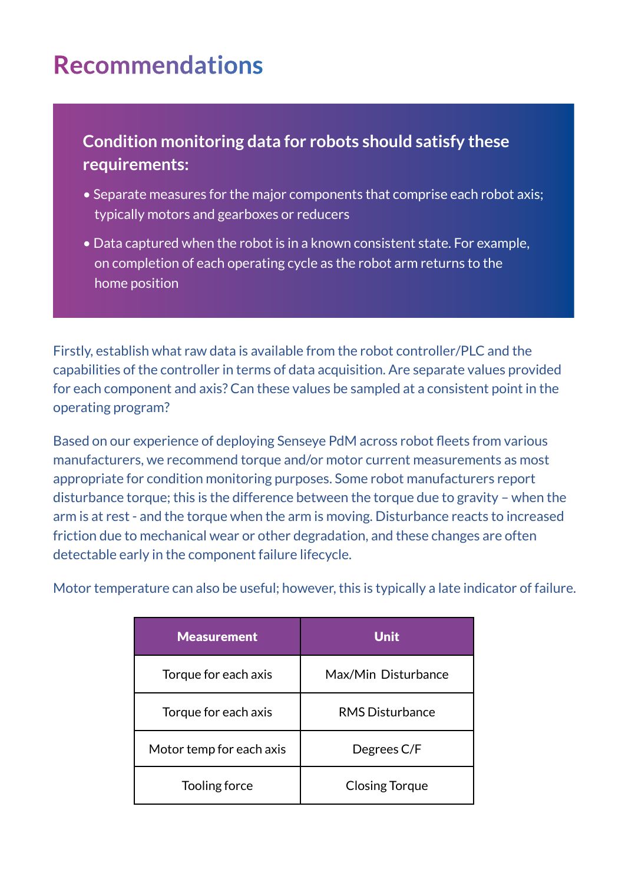# Recommendations

**Condition monitoring data for robots should satisfy these requirements:**

- Separate measures for the major components that comprise each robot axis; typically motors and gearboxes or reducers
- Data captured when the robot is in a known consistent state. For example, on completion of each operating cycle as the robot arm returns to the home position

Firstly, establish what raw data is available from the robot controller/PLC and the capabilities of the controller in terms of data acquisition. Are separate values provided for each component and axis? Can these values be sampled at a consistent point in the operating program?

Based on our experience of deploying Senseye PdM across robot fleets from various manufacturers, we recommend torque and/or motor current measurements as most appropriate for condition monitoring purposes. Some robot manufacturers report disturbance torque; this is the difference between the torque due to gravity – when the arm is at rest - and the torque when the arm is moving. Disturbance reacts to increased friction due to mechanical wear or other degradation, and these changes are often detectable early in the component failure lifecycle.

Motor temperature can also be useful; however, this is typically a late indicator of failure.

| Measurement | Unit |
|---|---|
| Torque for each axis | Max/Min Disturbance |
| Torque for each axis | RMS Disturbance |
| Motor temp for each axis | Degrees C/F |
| Tooling force | Closing Torque |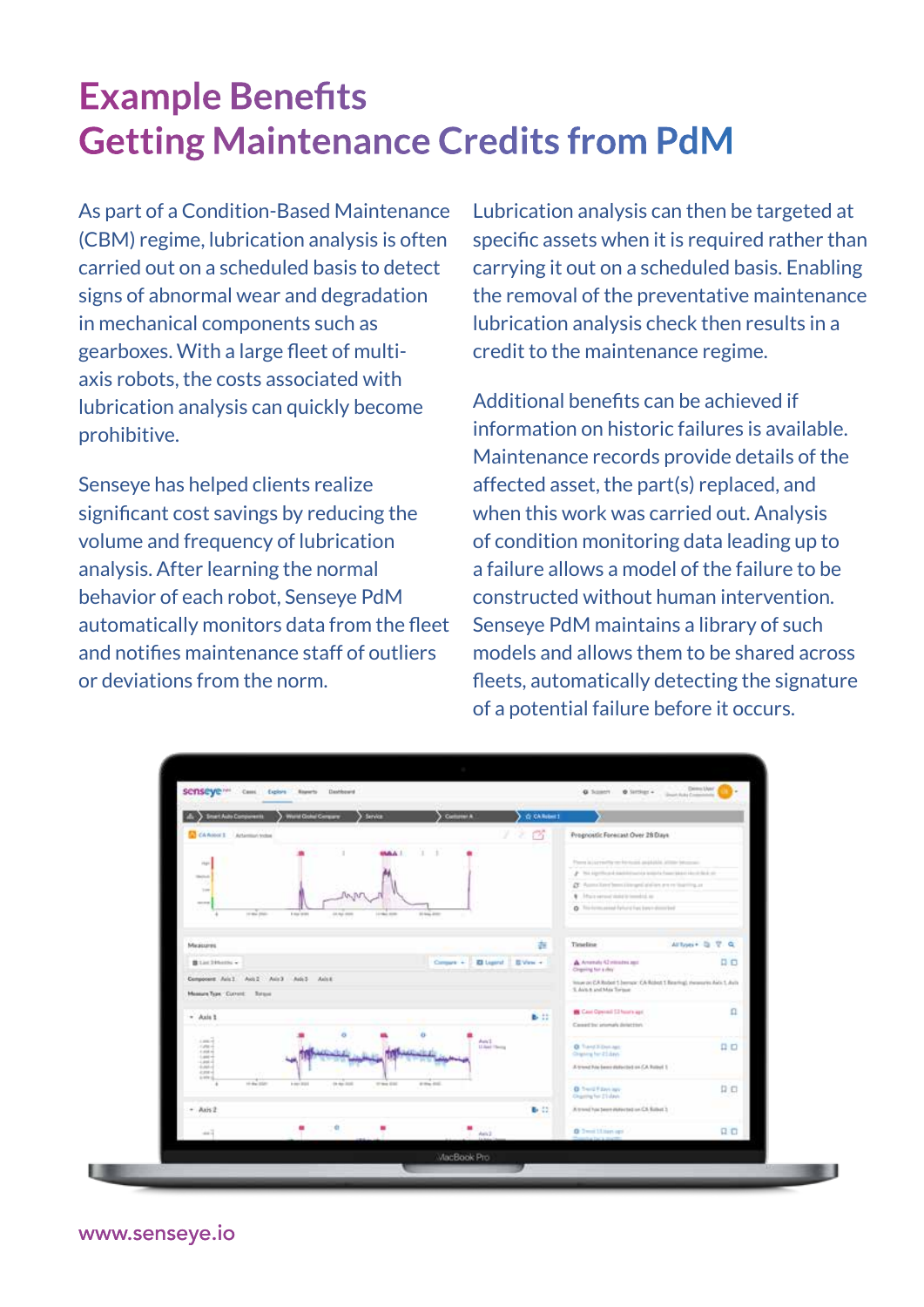# Example Benefits
# Getting Maintenance Credits from PdM

As part of a Condition-Based Maintenance (CBM) regime, lubrication analysis is often carried out on a scheduled basis to detect signs of abnormal wear and degradation in mechanical components such as gearboxes. With a large fleet of multi-axis robots, the costs associated with lubrication analysis can quickly become prohibitive.

Senseye has helped clients realize significant cost savings by reducing the volume and frequency of lubrication analysis. After learning the normal behavior of each robot, Senseye PdM automatically monitors data from the fleet and notifies maintenance staff of outliers or deviations from the norm.

Lubrication analysis can then be targeted at specific assets when it is required rather than carrying it out on a scheduled basis. Enabling the removal of the preventative maintenance lubrication analysis check then results in a credit to the maintenance regime.

Additional benefits can be achieved if information on historic failures is available. Maintenance records provide details of the affected asset, the part(s) replaced, and when this work was carried out. Analysis of condition monitoring data leading up to a failure allows a model of the failure to be constructed without human intervention. Senseye PdM maintains a library of such models and allows them to be shared across fleets, automatically detecting the signature of a potential failure before it occurs.

www.senseye.io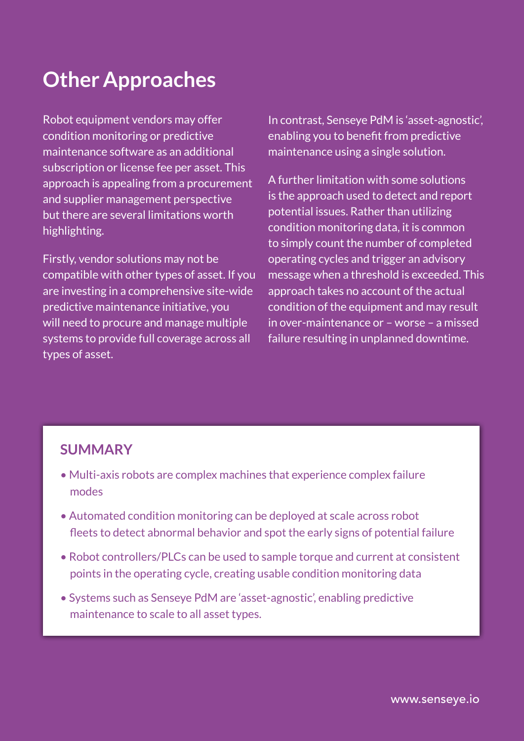# Other Approaches

Robot equipment vendors may offer condition monitoring or predictive maintenance software as an additional subscription or license fee per asset. This approach is appealing from a procurement and supplier management perspective but there are several limitations worth highlighting.

Firstly, vendor solutions may not be compatible with other types of asset. If you are investing in a comprehensive site-wide predictive maintenance initiative, you will need to procure and manage multiple systems to provide full coverage across all types of asset.

In contrast, Senseye PdM is 'asset-agnostic', enabling you to benefit from predictive maintenance using a single solution.

A further limitation with some solutions is the approach used to detect and report potential issues. Rather than utilizing condition monitoring data, it is common to simply count the number of completed operating cycles and trigger an advisory message when a threshold is exceeded. This approach takes no account of the actual condition of the equipment and may result in over-maintenance or – worse – a missed failure resulting in unplanned downtime.

## SUMMARY

- Multi-axis robots are complex machines that experience complex failure modes
- Automated condition monitoring can be deployed at scale across robot fleets to detect abnormal behavior and spot the early signs of potential failure
- Robot controllers/PLCs can be used to sample torque and current at consistent points in the operating cycle, creating usable condition monitoring data
- Systems such as Senseye PdM are 'asset-agnostic', enabling predictive maintenance to scale to all asset types.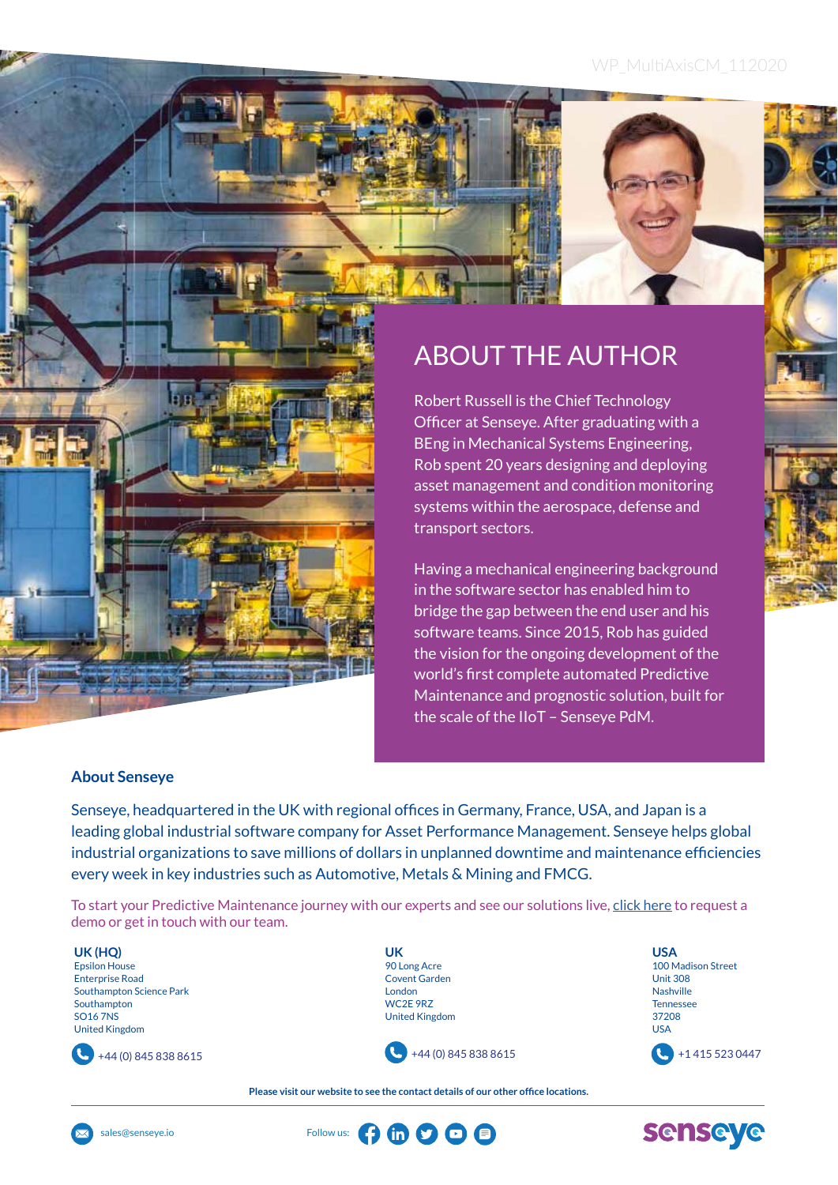## ABOUT THE AUTHOR

Robert Russell is the Chief Technology Officer at Senseye. After graduating with a BEng in Mechanical Systems Engineering, Rob spent 20 years designing and deploying asset management and condition monitoring systems within the aerospace, defense and transport sectors.

Having a mechanical engineering background in the software sector has enabled him to bridge the gap between the end user and his software teams. Since 2015, Rob has guided the vision for the ongoing development of the world's first complete automated Predictive Maintenance and prognostic solution, built for the scale of the IIoT – Senseye PdM.

### About Senseye

Senseye, headquartered in the UK with regional offices in Germany, France, USA, and Japan is a leading global industrial software company for Asset Performance Management. Senseye helps global industrial organizations to save millions of dollars in unplanned downtime and maintenance efficiencies every week in key industries such as Automotive, Metals & Mining and FMCG.

To start your Predictive Maintenance journey with our experts and see our solutions live, click here to request a demo or get in touch with our team.

**UK (HQ)**
Epsilon House
Enterprise Road
Southampton Science Park
Southampton
SO16 7NS
United Kingdom

+44 (0) 845 838 8615

**UK**
90 Long Acre
Covent Garden
London
WC2E 9RZ
United Kingdom

+44 (0) 845 838 8615

**USA**
100 Madison Street
Unit 308
Nashville
Tennessee
37208
USA

+1 415 523 0447

**Please visit our website to see the contact details of our other office locations.**

sales@senseye.io

Follow us:

senseye